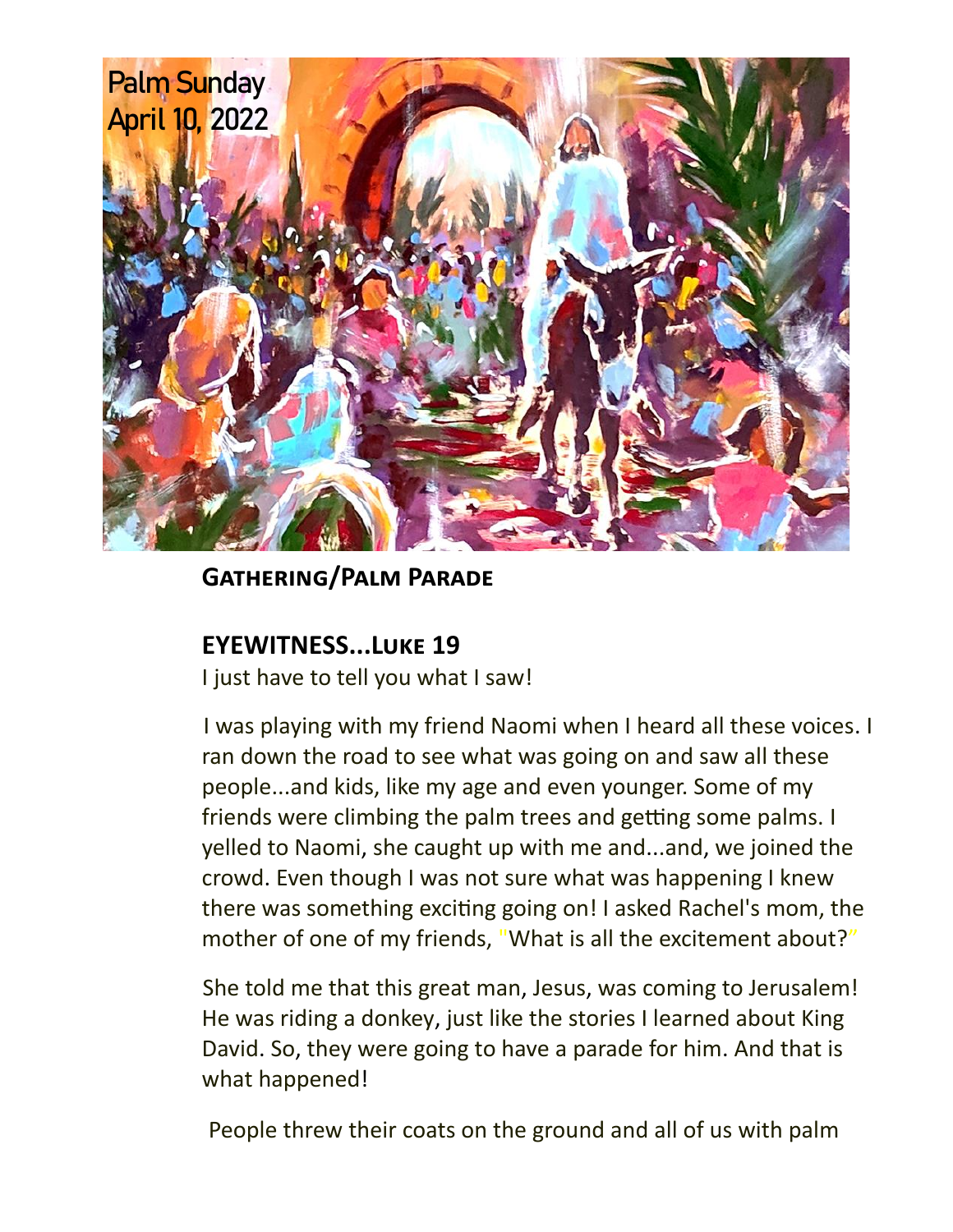Palm Sunday
April 10, 2022

**Gathering/Palm Parade**

**EYEWITNESS...Luke 19**

I just have to tell you what I saw!

I was playing with my friend Naomi when I heard all these voices. I ran down the road to see what was going on and saw all these people...and kids, like my age and even younger. Some of my friends were climbing the palm trees and getting some palms. I yelled to Naomi, she caught up with me and...and, we joined the crowd. Even though I was not sure what was happening I knew there was something exciting going on! I asked Rachel's mom, the mother of one of my friends, "What is all the excitement about?"

She told me that this great man, Jesus, was coming to Jerusalem! He was riding a donkey, just like the stories I learned about King David. So, they were going to have a parade for him. And that is what happened!

People threw their coats on the ground and all of us with palm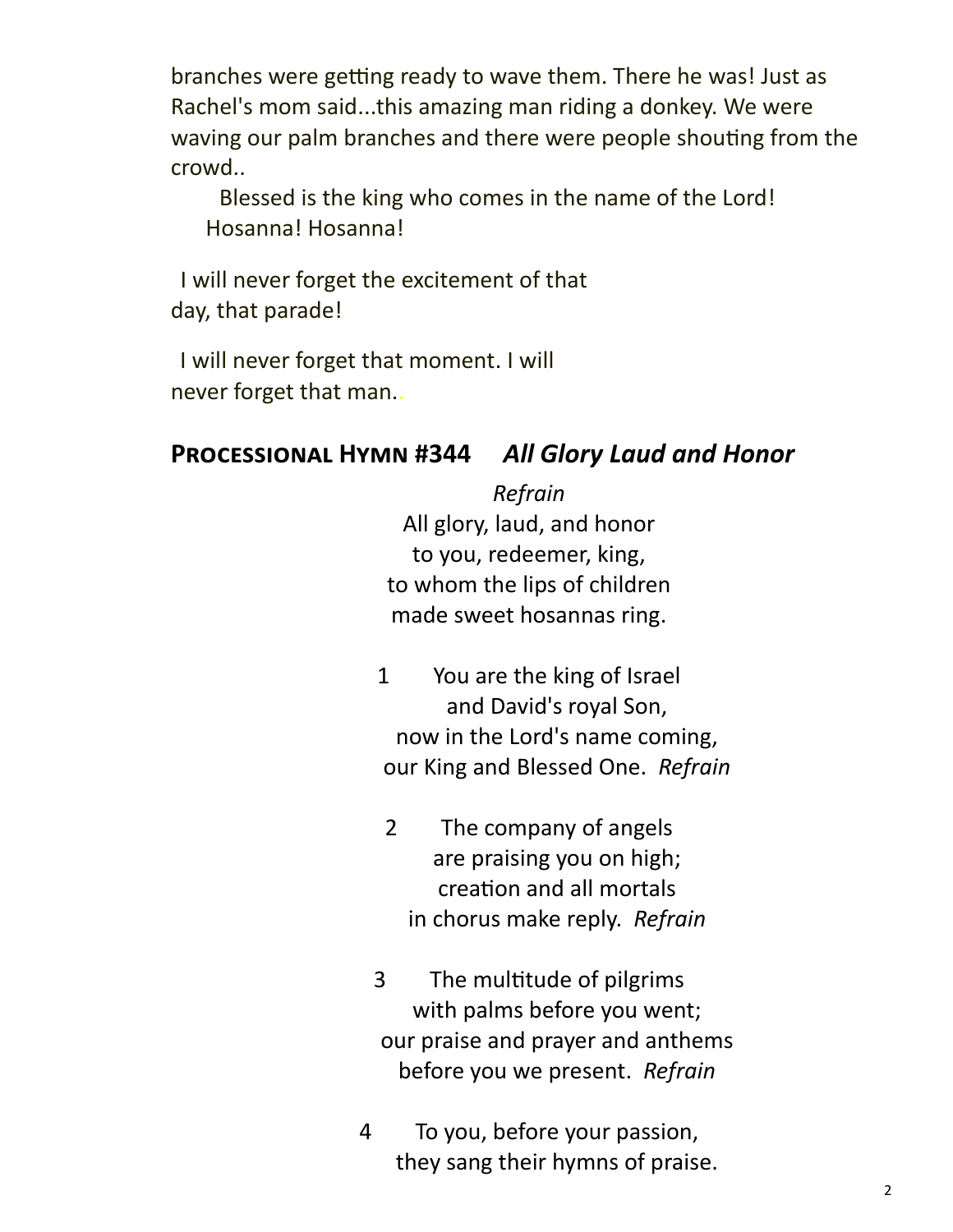branches were getting ready to wave them. There he was! Just as Rachel's mom said...this amazing man riding a donkey. We were waving our palm branches and there were people shouting from the crowd..

Blessed is the king who comes in the name of the Lord!
Hosanna! Hosanna!

I will never forget the excitement of that day, that parade!

I will never forget that moment. I will never forget that man..

## **Processional Hymn #344** *All Glory Laud and Honor*

*Refrain*
All glory, laud, and honor
to you, redeemer, king,
to whom the lips of children
made sweet hosannas ring.

1 You are the king of Israel
and David's royal Son,
now in the Lord's name coming,
our King and Blessed One. *Refrain*

2 The company of angels
are praising you on high;
creation and all mortals
in chorus make reply. *Refrain*

3 The multitude of pilgrims
with palms before you went;
our praise and prayer and anthems
before you we present. *Refrain*

4 To you, before your passion,
they sang their hymns of praise.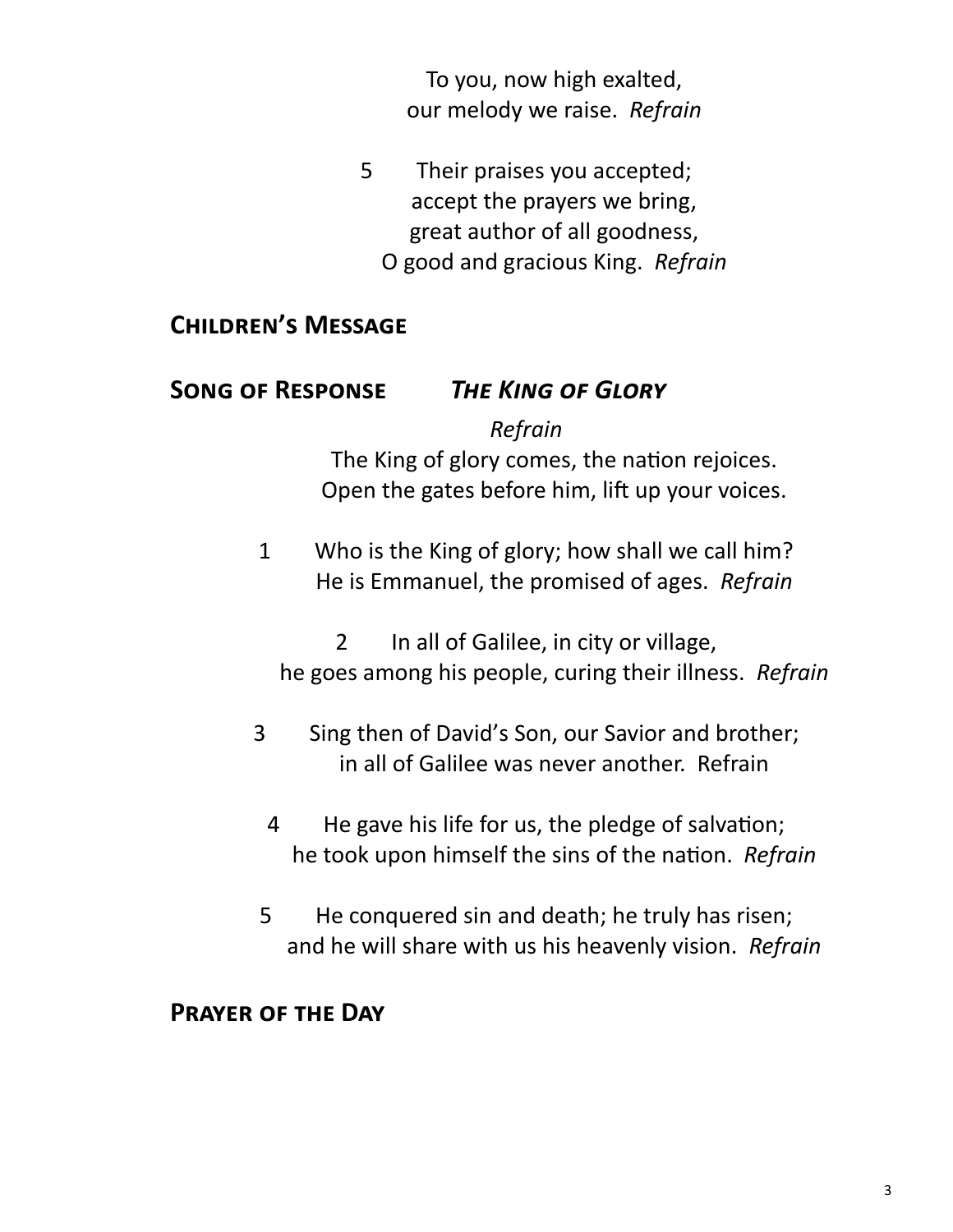To you, now high exalted,
our melody we raise. *Refrain*

5 Their praises you accepted;
accept the prayers we bring,
great author of all goodness,
O good and gracious King. *Refrain*

## Children's Message

## Song of Response *The King of Glory*

*Refrain*
The King of glory comes, the nation rejoices.
Open the gates before him, lift up your voices.

1 Who is the King of glory; how shall we call him?
He is Emmanuel, the promised of ages. *Refrain*

2 In all of Galilee, in city or village,
he goes among his people, curing their illness. *Refrain*

3 Sing then of David's Son, our Savior and brother;
in all of Galilee was never another. Refrain

4 He gave his life for us, the pledge of salvation;
he took upon himself the sins of the nation. *Refrain*

5 He conquered sin and death; he truly has risen;
and he will share with us his heavenly vision. *Refrain*

## Prayer of the Day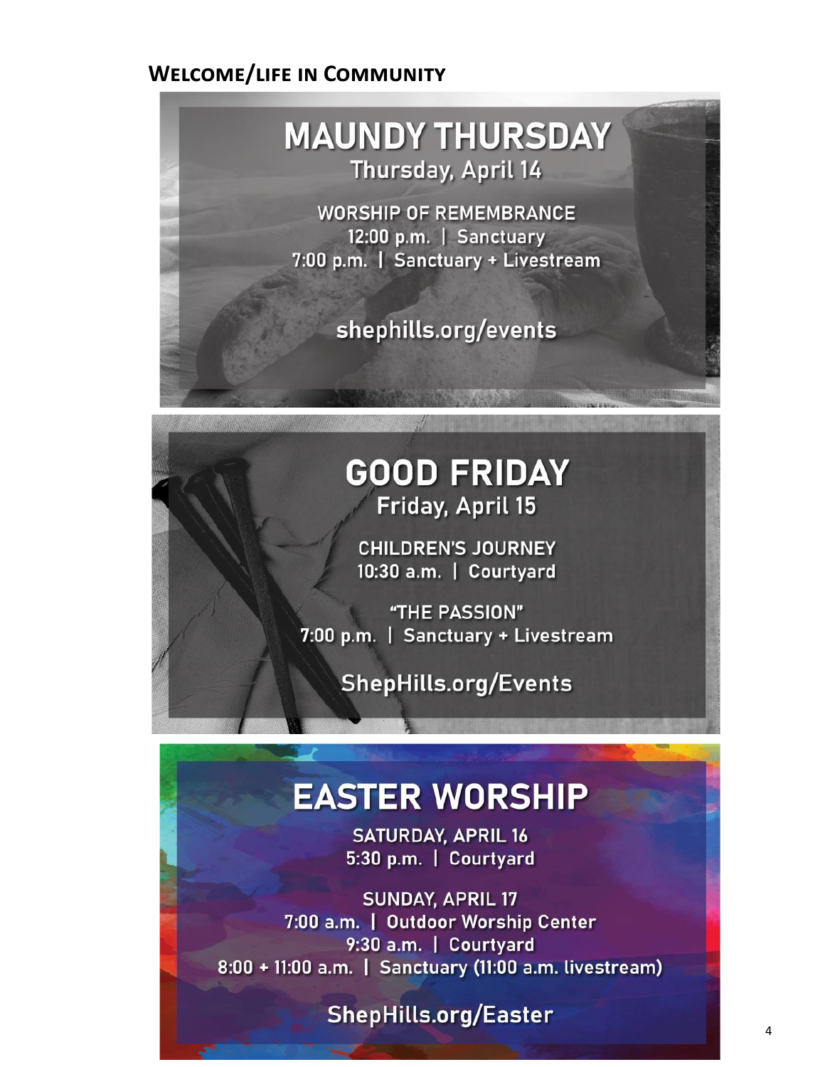## Welcome/life in Community

# MAUNDY THURSDAY

Thursday, April 14

WORSHIP OF REMEMBRANCE

12:00 p.m. | Sanctuary

7:00 p.m. | Sanctuary + Livestream

shephills.org/events

# GOOD FRIDAY

Friday, April 15

CHILDREN'S JOURNEY

10:30 a.m. | Courtyard

"THE PASSION"

7:00 p.m. | Sanctuary + Livestream

ShepHills.org/Events

# EASTER WORSHIP

SATURDAY, APRIL 16

5:30 p.m. | Courtyard

SUNDAY, APRIL 17

7:00 a.m. | Outdoor Worship Center

9:30 a.m. | Courtyard

8:00 + 11:00 a.m. | Sanctuary (11:00 a.m. livestream)

ShepHills.org/Easter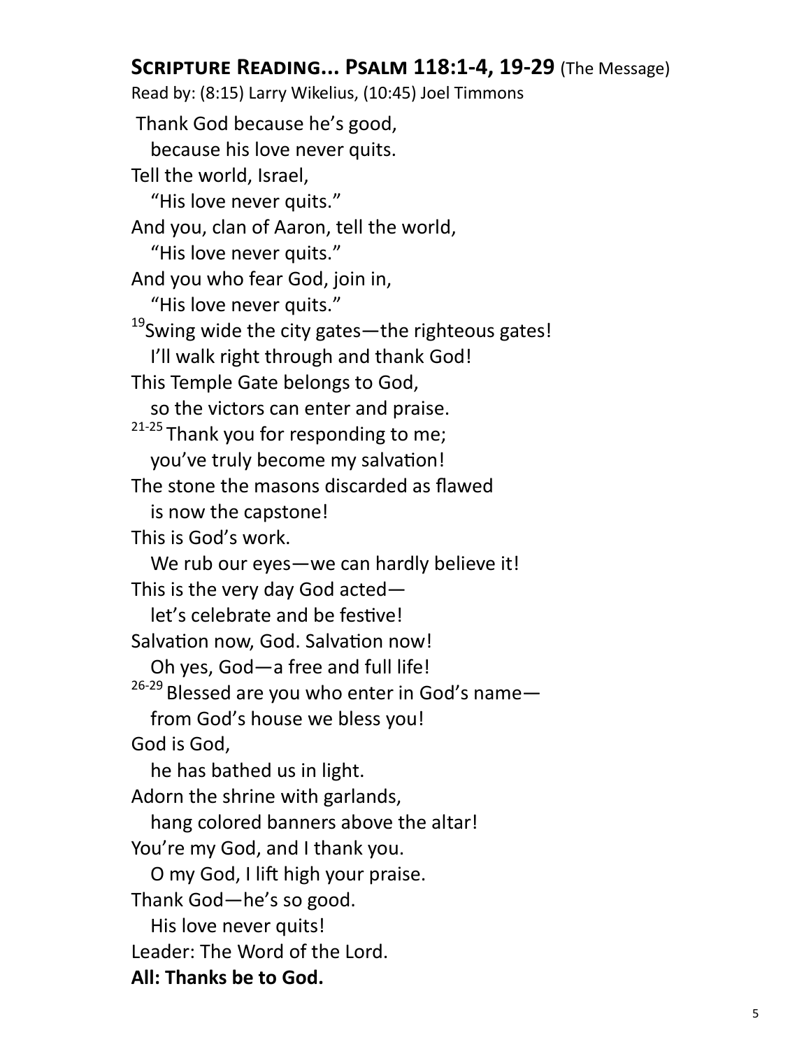## Scripture Reading... Psalm 118:1-4, 19-29 (The Message)

Read by: (8:15) Larry Wikelius, (10:45) Joel Timmons

Thank God because he's good,
   because his love never quits.
Tell the world, Israel,
   "His love never quits."
And you, clan of Aaron, tell the world,
   "His love never quits."
And you who fear God, join in,
   "His love never quits."
[19]Swing wide the city gates—the righteous gates!
   I'll walk right through and thank God!
This Temple Gate belongs to God,
   so the victors can enter and praise.
[21-25] Thank you for responding to me;
   you've truly become my salvation!
The stone the masons discarded as flawed
   is now the capstone!
This is God's work.
   We rub our eyes—we can hardly believe it!
This is the very day God acted—
   let's celebrate and be festive!
Salvation now, God. Salvation now!
   Oh yes, God—a free and full life!
[26-29] Blessed are you who enter in God's name—
   from God's house we bless you!
God is God,
   he has bathed us in light.
Adorn the shrine with garlands,
   hang colored banners above the altar!
You're my God, and I thank you.
   O my God, I lift high your praise.
Thank God—he's so good.
   His love never quits!

Leader: The Word of the Lord.

**All: Thanks be to God.**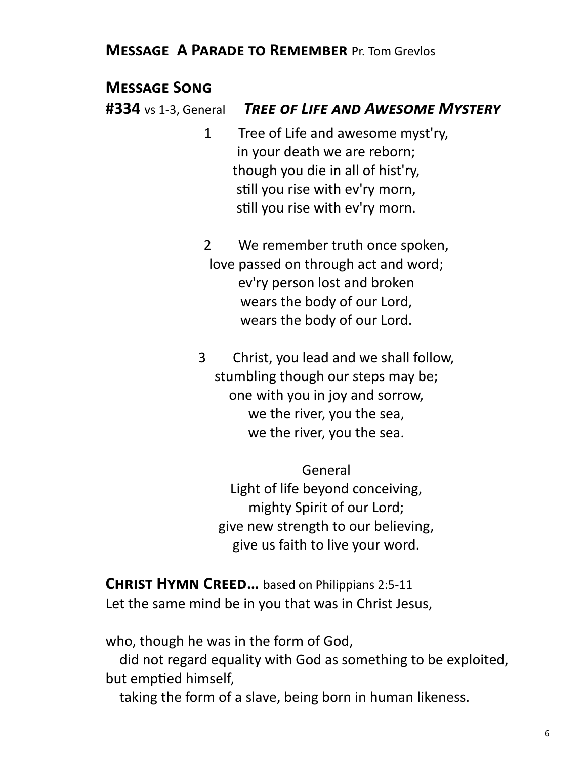## **Message A Parade to Remember** Pr. Tom Grevlos

## **Message Song**

**#334** vs 1-3, General ***Tree of Life and Awesome Mystery***

1 Tree of Life and awesome myst'ry,
in your death we are reborn;
though you die in all of hist'ry,
still you rise with ev'ry morn,
still you rise with ev'ry morn.

2 We remember truth once spoken,
love passed on through act and word;
ev'ry person lost and broken
wears the body of our Lord,
wears the body of our Lord.

3 Christ, you lead and we shall follow,
stumbling though our steps may be;
one with you in joy and sorrow,
we the river, you the sea,
we the river, you the sea.

General
Light of life beyond conceiving,
mighty Spirit of our Lord;
give new strength to our believing,
give us faith to live your word.

**Christ Hymn Creed…** based on Philippians 2:5-11

Let the same mind be in you that was in Christ Jesus,

who, though he was in the form of God,
did not regard equality with God as something to be exploited,
but emptied himself,
taking the form of a slave, being born in human likeness.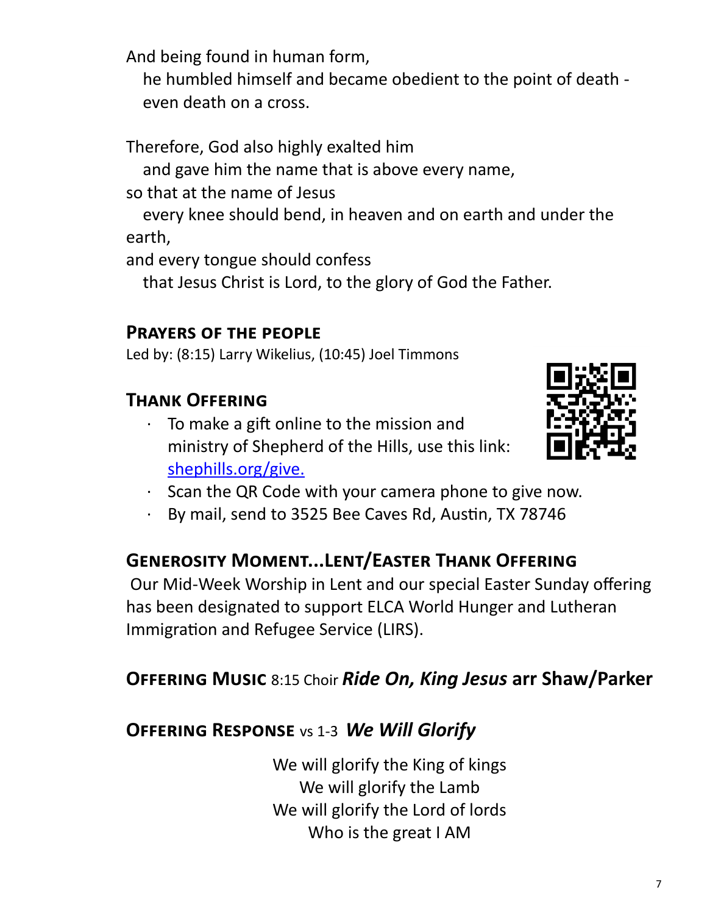And being found in human form,
  he humbled himself and became obedient to the point of death - even death on a cross.

Therefore, God also highly exalted him
  and gave him the name that is above every name,
so that at the name of Jesus
  every knee should bend, in heaven and on earth and under the earth,
and every tongue should confess
  that Jesus Christ is Lord, to the glory of God the Father.

### Prayers of the People

Led by: (8:15) Larry Wikelius, (10:45) Joel Timmons

### Thank Offering

- To make a gift online to the mission and ministry of Shepherd of the Hills, use this link: shephills.org/give.
- Scan the QR Code with your camera phone to give now.
- By mail, send to 3525 Bee Caves Rd, Austin, TX 78746

### Generosity Moment...Lent/Easter Thank Offering

Our Mid-Week Worship in Lent and our special Easter Sunday offering has been designated to support ELCA World Hunger and Lutheran Immigration and Refugee Service (LIRS).

### Offering Music 8:15 Choir *Ride On, King Jesus* arr Shaw/Parker

### Offering Response vs 1-3 *We Will Glorify*

We will glorify the King of kings
We will glorify the Lamb
We will glorify the Lord of lords
Who is the great I AM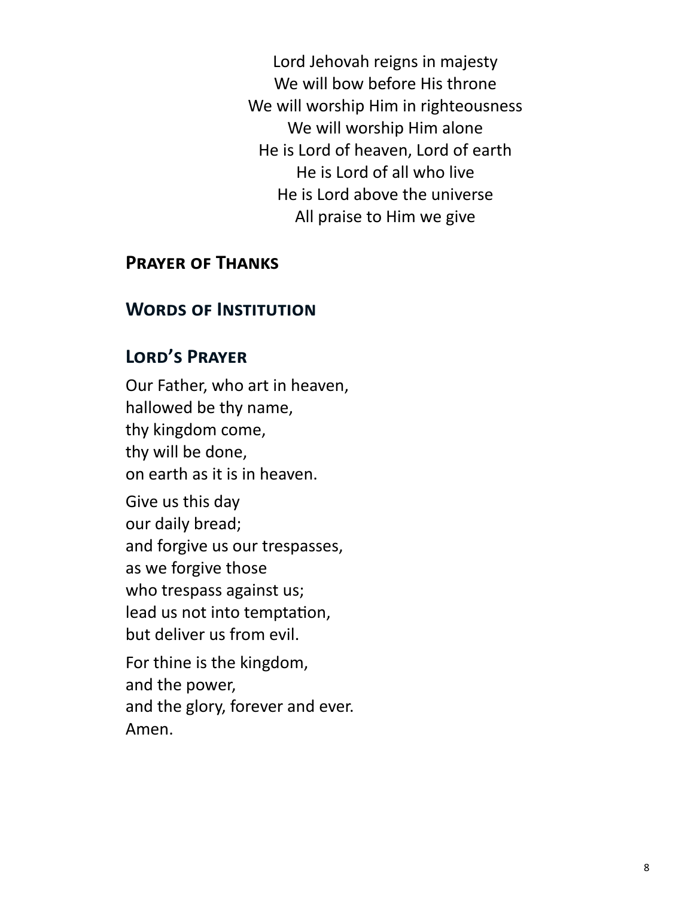Lord Jehovah reigns in majesty
We will bow before His throne
We will worship Him in righteousness
We will worship Him alone
He is Lord of heaven, Lord of earth
He is Lord of all who live
He is Lord above the universe
All praise to Him we give

## Prayer of Thanks

## Words of Institution

## Lord's Prayer

Our Father, who art in heaven,
hallowed be thy name,
thy kingdom come,
thy will be done,
on earth as it is in heaven.

Give us this day
our daily bread;
and forgive us our trespasses,
as we forgive those
who trespass against us;
lead us not into temptation,
but deliver us from evil.

For thine is the kingdom,
and the power,
and the glory, forever and ever.
Amen.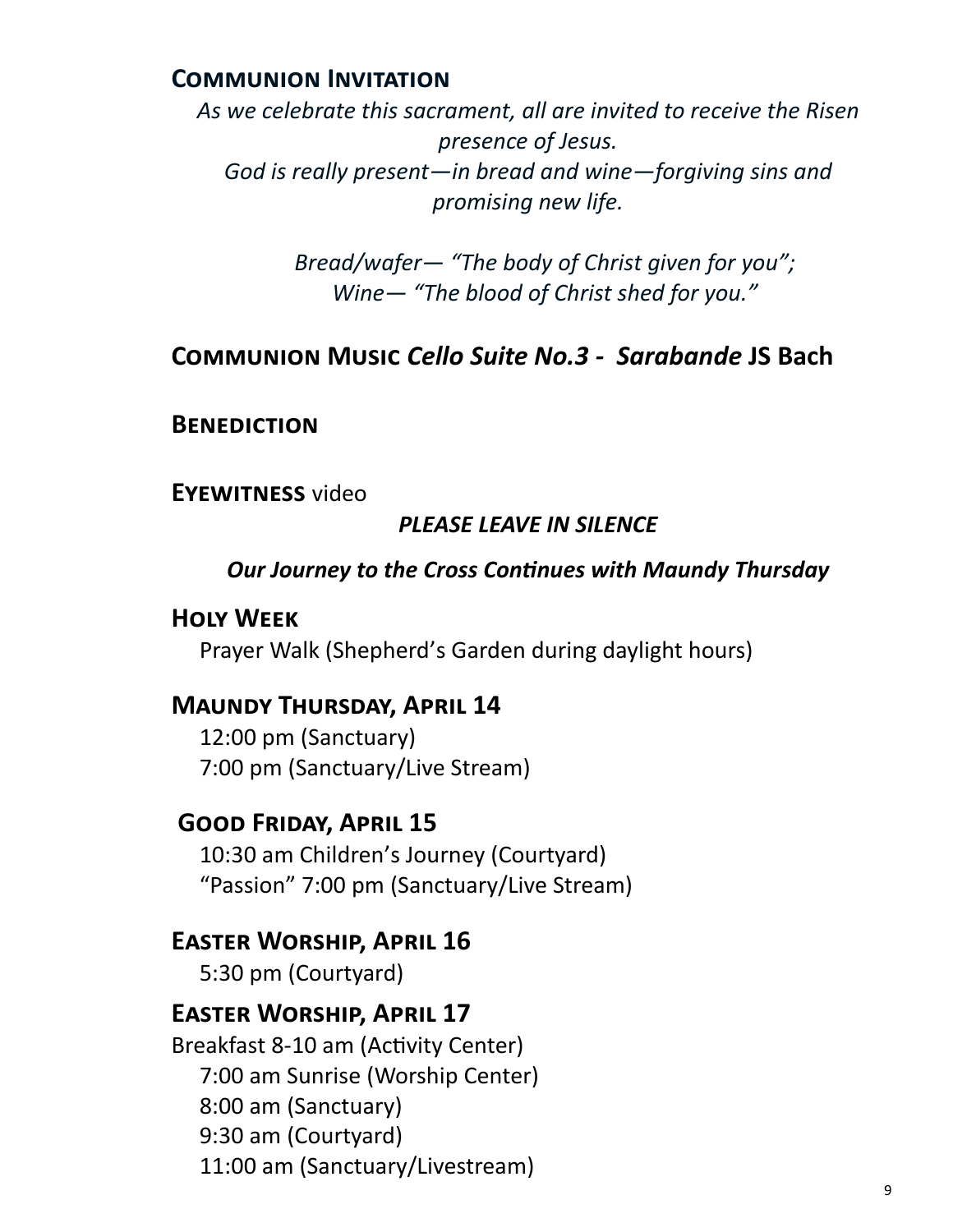## Communion Invitation

*As we celebrate this sacrament, all are invited to receive the Risen presence of Jesus.*
*God is really present—in bread and wine—forgiving sins and promising new life.*

*Bread/wafer— "The body of Christ given for you";*
*Wine— "The blood of Christ shed for you."*

## Communion Music *Cello Suite No.3 - Sarabande* JS Bach

## Benediction

**Eyewitness** video

***PLEASE LEAVE IN SILENCE***

***Our Journey to the Cross Continues with Maundy Thursday***

## Holy Week

Prayer Walk (Shepherd's Garden during daylight hours)

## Maundy Thursday, April 14

12:00 pm (Sanctuary)
7:00 pm (Sanctuary/Live Stream)

## Good Friday, April 15

10:30 am Children's Journey (Courtyard)
"Passion" 7:00 pm (Sanctuary/Live Stream)

## Easter Worship, April 16

5:30 pm (Courtyard)

## Easter Worship, April 17

Breakfast 8-10 am (Activity Center)
7:00 am Sunrise (Worship Center)
8:00 am (Sanctuary)
9:30 am (Courtyard)
11:00 am (Sanctuary/Livestream)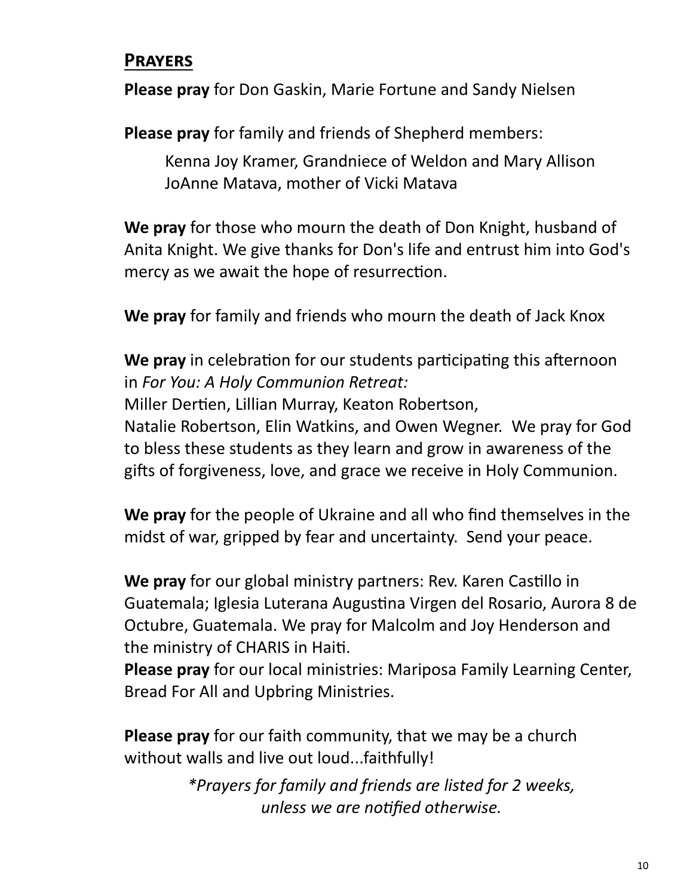## Prayers

**Please pray** for Don Gaskin, Marie Fortune and Sandy Nielsen

**Please pray** for family and friends of Shepherd members:

Kenna Joy Kramer, Grandniece of Weldon and Mary Allison
JoAnne Matava, mother of Vicki Matava

**We pray** for those who mourn the death of Don Knight, husband of Anita Knight. We give thanks for Don's life and entrust him into God's mercy as we await the hope of resurrection.

**We pray** for family and friends who mourn the death of Jack Knox

**We pray** in celebration for our students participating this afternoon in *For You: A Holy Communion Retreat:*
Miller Dertien, Lillian Murray, Keaton Robertson,
Natalie Robertson, Elin Watkins, and Owen Wegner. We pray for God to bless these students as they learn and grow in awareness of the gifts of forgiveness, love, and grace we receive in Holy Communion.

**We pray** for the people of Ukraine and all who find themselves in the midst of war, gripped by fear and uncertainty. Send your peace.

**We pray** for our global ministry partners: Rev. Karen Castillo in Guatemala; Iglesia Luterana Augustina Virgen del Rosario, Aurora 8 de Octubre, Guatemala. We pray for Malcolm and Joy Henderson and the ministry of CHARIS in Haiti.
**Please pray** for our local ministries: Mariposa Family Learning Center, Bread For All and Upbring Ministries.

**Please pray** for our faith community, that we may be a church without walls and live out loud...faithfully!

*\*Prayers for family and friends are listed for 2 weeks, unless we are notified otherwise.*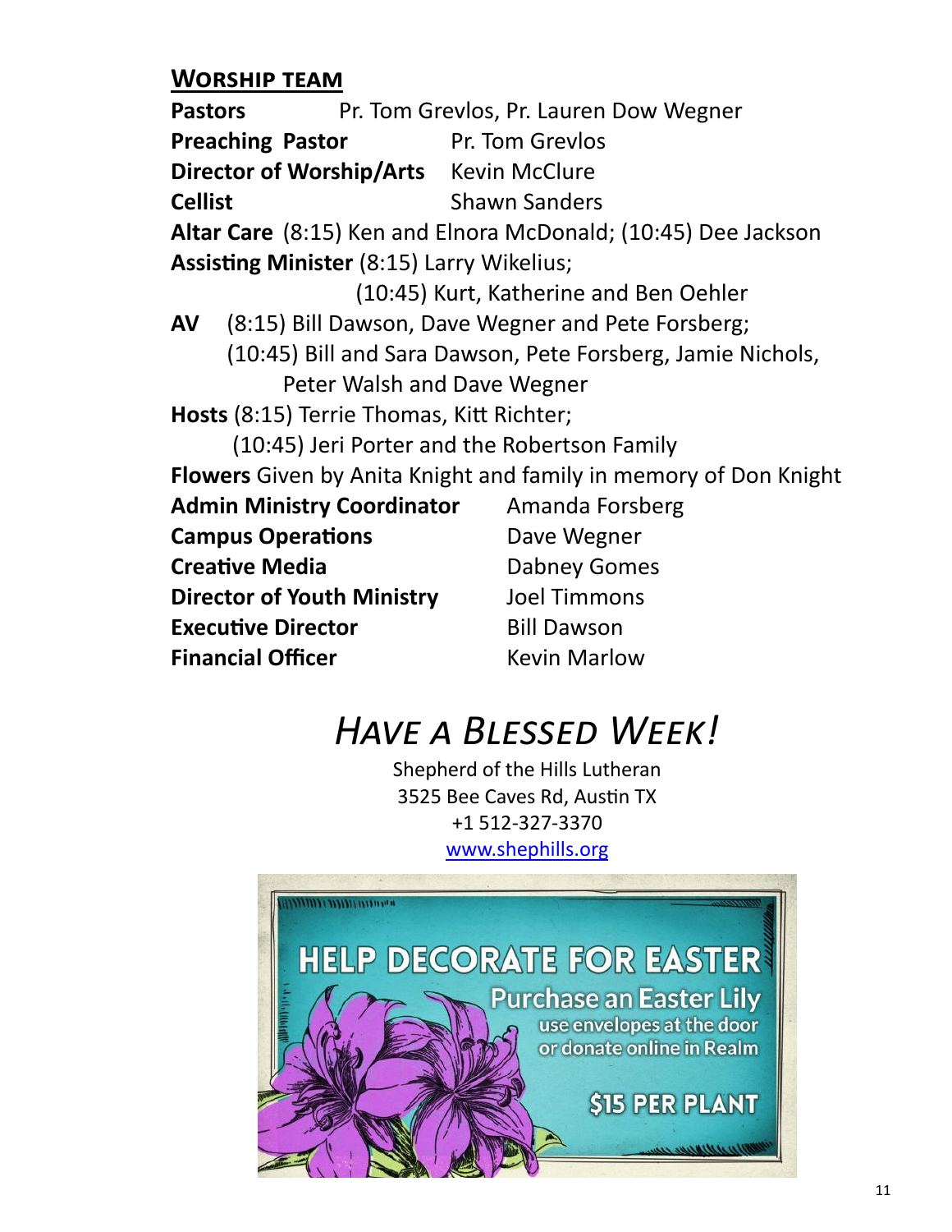## Worship team

**Pastors** Pr. Tom Grevlos, Pr. Lauren Dow Wegner

**Preaching Pastor** Pr. Tom Grevlos

**Director of Worship/Arts** Kevin McClure

**Cellist** Shawn Sanders

**Altar Care** (8:15) Ken and Elnora McDonald; (10:45) Dee Jackson

**Assisting Minister** (8:15) Larry Wikelius;
(10:45) Kurt, Katherine and Ben Oehler

**AV** (8:15) Bill Dawson, Dave Wegner and Pete Forsberg;
(10:45) Bill and Sara Dawson, Pete Forsberg, Jamie Nichols, Peter Walsh and Dave Wegner

**Hosts** (8:15) Terrie Thomas, Kitt Richter;
(10:45) Jeri Porter and the Robertson Family

**Flowers** Given by Anita Knight and family in memory of Don Knight

**Admin Ministry Coordinator** Amanda Forsberg

**Campus Operations** Dave Wegner

**Creative Media** Dabney Gomes

**Director of Youth Ministry** Joel Timmons

**Executive Director** Bill Dawson

**Financial Officer** Kevin Marlow

# *Have a Blessed Week!*

Shepherd of the Hills Lutheran
3525 Bee Caves Rd, Austin TX
+1 512-327-3370
www.shephills.org

HELP DECORATE FOR EASTER

Purchase an Easter Lily

use envelopes at the door
or donate online in Realm

$15 PER PLANT